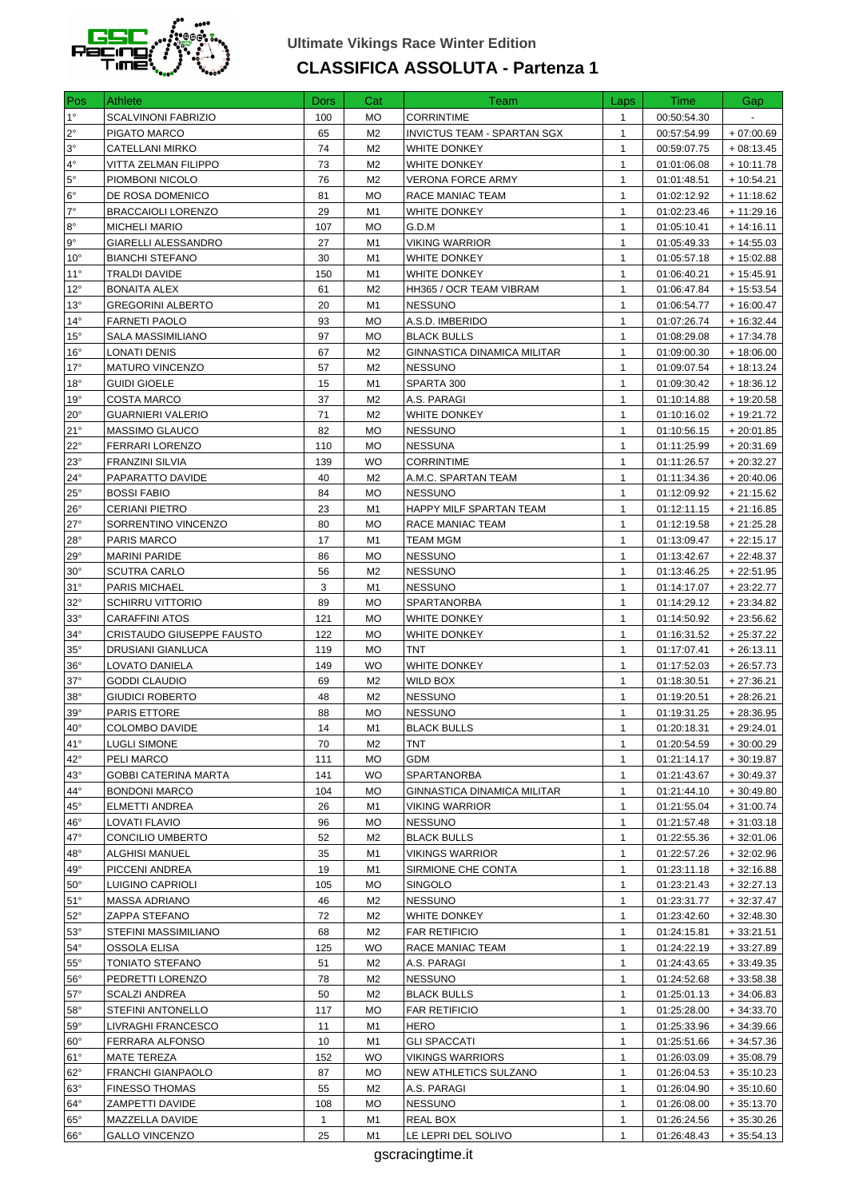## Ultimate Vikings Race Winter Edition

# CLASSIFICA ASSOLUTA - Partenza 1

| Pos | Athlete | Dors | Cat | Team | Laps | Time | Gap |
|---|---|---|---|---|---|---|---|
| 1° | SCALVINONI FABRIZIO | 100 | MO | CORRINTIME | 1 | 00:50:54.30 | - |
| 2° | PIGATO MARCO | 65 | M2 | INVICTUS TEAM - SPARTAN SGX | 1 | 00:57:54.99 | + 07:00.69 |
| 3° | CATELLANI MIRKO | 74 | M2 | WHITE DONKEY | 1 | 00:59:07.75 | + 08:13.45 |
| 4° | VITTA ZELMAN FILIPPO | 73 | M2 | WHITE DONKEY | 1 | 01:01:06.08 | + 10:11.78 |
| 5° | PIOMBONI NICOLO | 76 | M2 | VERONA FORCE ARMY | 1 | 01:01:48.51 | + 10:54.21 |
| 6° | DE ROSA DOMENICO | 81 | MO | RACE MANIAC TEAM | 1 | 01:02:12.92 | + 11:18.62 |
| 7° | BRACCAIOLI LORENZO | 29 | M1 | WHITE DONKEY | 1 | 01:02:23.46 | + 11:29.16 |
| 8° | MICHELI MARIO | 107 | MO | G.D.M | 1 | 01:05:10.41 | + 14:16.11 |
| 9° | GIARELLI ALESSANDRO | 27 | M1 | VIKING WARRIOR | 1 | 01:05:49.33 | + 14:55.03 |
| 10° | BIANCHI STEFANO | 30 | M1 | WHITE DONKEY | 1 | 01:05:57.18 | + 15:02.88 |
| 11° | TRALDI DAVIDE | 150 | M1 | WHITE DONKEY | 1 | 01:06:40.21 | + 15:45.91 |
| 12° | BONAITA ALEX | 61 | M2 | HH365 / OCR TEAM VIBRAM | 1 | 01:06:47.84 | + 15:53.54 |
| 13° | GREGORINI ALBERTO | 20 | M1 | NESSUNO | 1 | 01:06:54.77 | + 16:00.47 |
| 14° | FARNETI PAOLO | 93 | MO | A.S.D. IMBERIDO | 1 | 01:07:26.74 | + 16:32.44 |
| 15° | SALA MASSIMILIANO | 97 | MO | BLACK BULLS | 1 | 01:08:29.08 | + 17:34.78 |
| 16° | LONATI DENIS | 67 | M2 | GINNASTICA DINAMICA MILITAR | 1 | 01:09:00.30 | + 18:06.00 |
| 17° | MATURO VINCENZO | 57 | M2 | NESSUNO | 1 | 01:09:07.54 | + 18:13.24 |
| 18° | GUIDI GIOELE | 15 | M1 | SPARTA 300 | 1 | 01:09:30.42 | + 18:36.12 |
| 19° | COSTA MARCO | 37 | M2 | A.S. PARAGI | 1 | 01:10:14.88 | + 19:20.58 |
| 20° | GUARNIERI VALERIO | 71 | M2 | WHITE DONKEY | 1 | 01:10:16.02 | + 19:21.72 |
| 21° | MASSIMO GLAUCO | 82 | MO | NESSUNO | 1 | 01:10:56.15 | + 20:01.85 |
| 22° | FERRARI LORENZO | 110 | MO | NESSUNA | 1 | 01:11:25.99 | + 20:31.69 |
| 23° | FRANZINI SILVIA | 139 | WO | CORRINTIME | 1 | 01:11:26.57 | + 20:32.27 |
| 24° | PAPARATTO DAVIDE | 40 | M2 | A.M.C. SPARTAN TEAM | 1 | 01:11:34.36 | + 20:40.06 |
| 25° | BOSSI FABIO | 84 | MO | NESSUNO | 1 | 01:12:09.92 | + 21:15.62 |
| 26° | CERIANI PIETRO | 23 | M1 | HAPPY MILF SPARTAN TEAM | 1 | 01:12:11.15 | + 21:16.85 |
| 27° | SORRENTINO VINCENZO | 80 | MO | RACE MANIAC TEAM | 1 | 01:12:19.58 | + 21:25.28 |
| 28° | PARIS MARCO | 17 | M1 | TEAM MGM | 1 | 01:13:09.47 | + 22:15.17 |
| 29° | MARINI PARIDE | 86 | MO | NESSUNO | 1 | 01:13:42.67 | + 22:48.37 |
| 30° | SCUTRA CARLO | 56 | M2 | NESSUNO | 1 | 01:13:46.25 | + 22:51.95 |
| 31° | PARIS MICHAEL | 3 | M1 | NESSUNO | 1 | 01:14:17.07 | + 23:22.77 |
| 32° | SCHIRRU VITTORIO | 89 | MO | SPARTANORBA | 1 | 01:14:29.12 | + 23:34.82 |
| 33° | CARAFFINI ATOS | 121 | MO | WHITE DONKEY | 1 | 01:14:50.92 | + 23:56.62 |
| 34° | CRISTAUDO GIUSEPPE FAUSTO | 122 | MO | WHITE DONKEY | 1 | 01:16:31.52 | + 25:37.22 |
| 35° | DRUSIANI GIANLUCA | 119 | MO | TNT | 1 | 01:17:07.41 | + 26:13.11 |
| 36° | LOVATO DANIELA | 149 | WO | WHITE DONKEY | 1 | 01:17:52.03 | + 26:57.73 |
| 37° | GODDI CLAUDIO | 69 | M2 | WILD BOX | 1 | 01:18:30.51 | + 27:36.21 |
| 38° | GIUDICI ROBERTO | 48 | M2 | NESSUNO | 1 | 01:19:20.51 | + 28:26.21 |
| 39° | PARIS ETTORE | 88 | MO | NESSUNO | 1 | 01:19:31.25 | + 28:36.95 |
| 40° | COLOMBO DAVIDE | 14 | M1 | BLACK BULLS | 1 | 01:20:18.31 | + 29:24.01 |
| 41° | LUGLI SIMONE | 70 | M2 | TNT | 1 | 01:20:54.59 | + 30:00.29 |
| 42° | PELI MARCO | 111 | MO | GDM | 1 | 01:21:14.17 | + 30:19.87 |
| 43° | GOBBI CATERINA MARTA | 141 | WO | SPARTANORBA | 1 | 01:21:43.67 | + 30:49.37 |
| 44° | BONDONI MARCO | 104 | MO | GINNASTICA DINAMICA MILITAR | 1 | 01:21:44.10 | + 30:49.80 |
| 45° | ELMETTI ANDREA | 26 | M1 | VIKING WARRIOR | 1 | 01:21:55.04 | + 31:00.74 |
| 46° | LOVATI FLAVIO | 96 | MO | NESSUNO | 1 | 01:21:57.48 | + 31:03.18 |
| 47° | CONCILIO UMBERTO | 52 | M2 | BLACK BULLS | 1 | 01:22:55.36 | + 32:01.06 |
| 48° | ALGHISI MANUEL | 35 | M1 | VIKINGS WARRIOR | 1 | 01:22:57.26 | + 32:02.96 |
| 49° | PICCENI ANDREA | 19 | M1 | SIRMIONE CHE CONTA | 1 | 01:23:11.18 | + 32:16.88 |
| 50° | LUIGINO CAPRIOLI | 105 | MO | SINGOLO | 1 | 01:23:21.43 | + 32:27.13 |
| 51° | MASSA ADRIANO | 46 | M2 | NESSUNO | 1 | 01:23:31.77 | + 32:37.47 |
| 52° | ZAPPA STEFANO | 72 | M2 | WHITE DONKEY | 1 | 01:23:42.60 | + 32:48.30 |
| 53° | STEFINI MASSIMILIANO | 68 | M2 | FAR RETIFICIO | 1 | 01:24:15.81 | + 33:21.51 |
| 54° | OSSOLA ELISA | 125 | WO | RACE MANIAC TEAM | 1 | 01:24:22.19 | + 33:27.89 |
| 55° | TONIATO STEFANO | 51 | M2 | A.S. PARAGI | 1 | 01:24:43.65 | + 33:49.35 |
| 56° | PEDRETTI LORENZO | 78 | M2 | NESSUNO | 1 | 01:24:52.68 | + 33:58.38 |
| 57° | SCALZI ANDREA | 50 | M2 | BLACK BULLS | 1 | 01:25:01.13 | + 34:06.83 |
| 58° | STEFINI ANTONELLO | 117 | MO | FAR RETIFICIO | 1 | 01:25:28.00 | + 34:33.70 |
| 59° | LIVRAGHI FRANCESCO | 11 | M1 | HERO | 1 | 01:25:33.96 | + 34:39.66 |
| 60° | FERRARA ALFONSO | 10 | M1 | GLI SPACCATI | 1 | 01:25:51.66 | + 34:57.36 |
| 61° | MATE TEREZA | 152 | WO | VIKINGS WARRIORS | 1 | 01:26:03.09 | + 35:08.79 |
| 62° | FRANCHI GIANPAOLO | 87 | MO | NEW ATHLETICS SULZANO | 1 | 01:26:04.53 | + 35:10.23 |
| 63° | FINESSO THOMAS | 55 | M2 | A.S. PARAGI | 1 | 01:26:04.90 | + 35:10.60 |
| 64° | ZAMPETTI DAVIDE | 108 | MO | NESSUNO | 1 | 01:26:08.00 | + 35:13.70 |
| 65° | MAZZELLA DAVIDE | 1 | M1 | REAL BOX | 1 | 01:26:24.56 | + 35:30.26 |
| 66° | GALLO VINCENZO | 25 | M1 | LE LEPRI DEL SOLIVO | 1 | 01:26:48.43 | + 35:54.13 |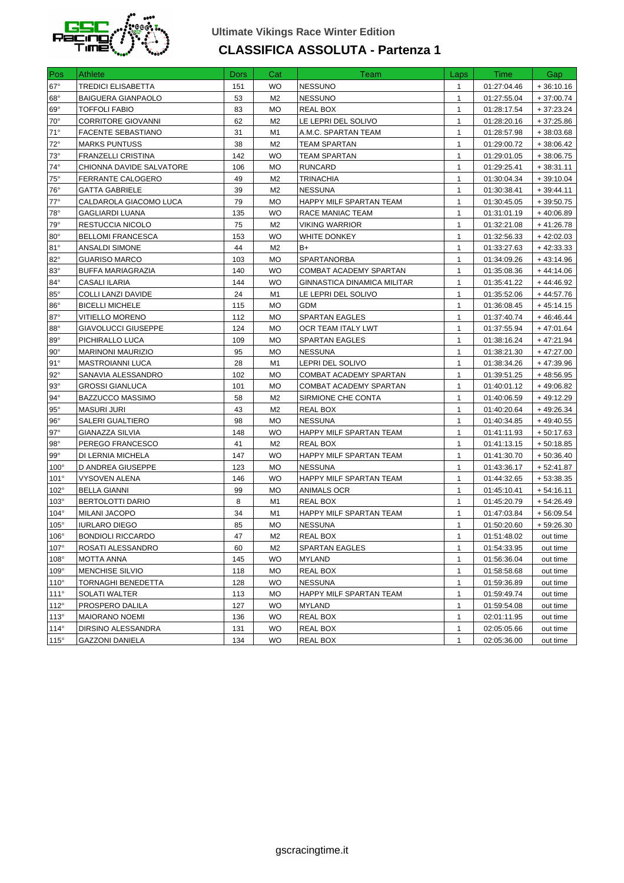## Ultimate Vikings Race Winter Edition

# CLASSIFICA ASSOLUTA - Partenza 1

| Pos | Athlete | Dors | Cat | Team | Laps | Time | Gap |
|---|---|---|---|---|---|---|---|
| 67° | TREDICI ELISABETTA | 151 | WO | NESSUNO | 1 | 01:27:04.46 | + 36:10.16 |
| 68° | BAIGUERA GIANPAOLO | 53 | M2 | NESSUNO | 1 | 01:27:55.04 | + 37:00.74 |
| 69° | TOFFOLI FABIO | 83 | MO | REAL BOX | 1 | 01:28:17.54 | + 37:23.24 |
| 70° | CORRITORE GIOVANNI | 62 | M2 | LE LEPRI DEL SOLIVO | 1 | 01:28:20.16 | + 37:25.86 |
| 71° | FACENTE SEBASTIANO | 31 | M1 | A.M.C. SPARTAN TEAM | 1 | 01:28:57.98 | + 38:03.68 |
| 72° | MARKS PUNTUSS | 38 | M2 | TEAM SPARTAN | 1 | 01:29:00.72 | + 38:06.42 |
| 73° | FRANZELLI CRISTINA | 142 | WO | TEAM SPARTAN | 1 | 01:29:01.05 | + 38:06.75 |
| 74° | CHIONNA DAVIDE SALVATORE | 106 | MO | RUNCARD | 1 | 01:29:25.41 | + 38:31.11 |
| 75° | FERRANTE CALOGERO | 49 | M2 | TRINACHIA | 1 | 01:30:04.34 | + 39:10.04 |
| 76° | GATTA GABRIELE | 39 | M2 | NESSUNA | 1 | 01:30:38.41 | + 39:44.11 |
| 77° | CALDAROLA GIACOMO LUCA | 79 | MO | HAPPY MILF SPARTAN TEAM | 1 | 01:30:45.05 | + 39:50.75 |
| 78° | GAGLIARDI LUANA | 135 | WO | RACE MANIAC TEAM | 1 | 01:31:01.19 | + 40:06.89 |
| 79° | RESTUCCIA NICOLO | 75 | M2 | VIKING WARRIOR | 1 | 01:32:21.08 | + 41:26.78 |
| 80° | BELLOMI FRANCESCA | 153 | WO | WHITE DONKEY | 1 | 01:32:56.33 | + 42:02.03 |
| 81° | ANSALDI SIMONE | 44 | M2 | B+ | 1 | 01:33:27.63 | + 42:33.33 |
| 82° | GUARISO MARCO | 103 | MO | SPARTANORBA | 1 | 01:34:09.26 | + 43:14.96 |
| 83° | BUFFA MARIAGRAZIA | 140 | WO | COMBAT ACADEMY SPARTAN | 1 | 01:35:08.36 | + 44:14.06 |
| 84° | CASALI ILARIA | 144 | WO | GINNASTICA DINAMICA MILITAR | 1 | 01:35:41.22 | + 44:46.92 |
| 85° | COLLI LANZI DAVIDE | 24 | M1 | LE LEPRI DEL SOLIVO | 1 | 01:35:52.06 | + 44:57.76 |
| 86° | BICELLI MICHELE | 115 | MO | GDM | 1 | 01:36:08.45 | + 45:14.15 |
| 87° | VITIELLO MORENO | 112 | MO | SPARTAN EAGLES | 1 | 01:37:40.74 | + 46:46.44 |
| 88° | GIAVOLUCCI GIUSEPPE | 124 | MO | OCR TEAM ITALY LWT | 1 | 01:37:55.94 | + 47:01.64 |
| 89° | PICHIRALLO LUCA | 109 | MO | SPARTAN EAGLES | 1 | 01:38:16.24 | + 47:21.94 |
| 90° | MARINONI MAURIZIO | 95 | MO | NESSUNA | 1 | 01:38:21.30 | + 47:27.00 |
| 91° | MASTROIANNI LUCA | 28 | M1 | LEPRI DEL SOLIVO | 1 | 01:38:34.26 | + 47:39.96 |
| 92° | SANAVIA ALESSANDRO | 102 | MO | COMBAT ACADEMY SPARTAN | 1 | 01:39:51.25 | + 48:56.95 |
| 93° | GROSSI GIANLUCA | 101 | MO | COMBAT ACADEMY SPARTAN | 1 | 01:40:01.12 | + 49:06.82 |
| 94° | BAZZUCCO MASSIMO | 58 | M2 | SIRMIONE CHE CONTA | 1 | 01:40:06.59 | + 49:12.29 |
| 95° | MASURI JURI | 43 | M2 | REAL BOX | 1 | 01:40:20.64 | + 49:26.34 |
| 96° | SALERI GUALTIERO | 98 | MO | NESSUNA | 1 | 01:40:34.85 | + 49:40.55 |
| 97° | GIANAZZA SILVIA | 148 | WO | HAPPY MILF SPARTAN TEAM | 1 | 01:41:11.93 | + 50:17.63 |
| 98° | PEREGO FRANCESCO | 41 | M2 | REAL BOX | 1 | 01:41:13.15 | + 50:18.85 |
| 99° | DI LERNIA MICHELA | 147 | WO | HAPPY MILF SPARTAN TEAM | 1 | 01:41:30.70 | + 50:36.40 |
| 100° | D ANDREA GIUSEPPE | 123 | MO | NESSUNA | 1 | 01:43:36.17 | + 52:41.87 |
| 101° | VYSOVEN ALENA | 146 | WO | HAPPY MILF SPARTAN TEAM | 1 | 01:44:32.65 | + 53:38.35 |
| 102° | BELLA GIANNI | 99 | MO | ANIMALS OCR | 1 | 01:45:10.41 | + 54:16.11 |
| 103° | BERTOLOTTI DARIO | 8 | M1 | REAL BOX | 1 | 01:45:20.79 | + 54:26.49 |
| 104° | MILANI JACOPO | 34 | M1 | HAPPY MILF SPARTAN TEAM | 1 | 01:47:03.84 | + 56:09.54 |
| 105° | IURLARO DIEGO | 85 | MO | NESSUNA | 1 | 01:50:20.60 | + 59:26.30 |
| 106° | BONDIOLI RICCARDO | 47 | M2 | REAL BOX | 1 | 01:51:48.02 | out time |
| 107° | ROSATI ALESSANDRO | 60 | M2 | SPARTAN EAGLES | 1 | 01:54:33.95 | out time |
| 108° | MOTTA ANNA | 145 | WO | MYLAND | 1 | 01:56:36.04 | out time |
| 109° | MENCHISE SILVIO | 118 | MO | REAL BOX | 1 | 01:58:58.68 | out time |
| 110° | TORNAGHI BENEDETTA | 128 | WO | NESSUNA | 1 | 01:59:36.89 | out time |
| 111° | SOLATI WALTER | 113 | MO | HAPPY MILF SPARTAN TEAM | 1 | 01:59:49.74 | out time |
| 112° | PROSPERO DALILA | 127 | WO | MYLAND | 1 | 01:59:54.08 | out time |
| 113° | MAIORANO NOEMI | 136 | WO | REAL BOX | 1 | 02:01:11.95 | out time |
| 114° | DIRSINO ALESSANDRA | 131 | WO | REAL BOX | 1 | 02:05:05.66 | out time |
| 115° | GAZZONI DANIELA | 134 | WO | REAL BOX | 1 | 02:05:36.00 | out time |

gscracingtime.it